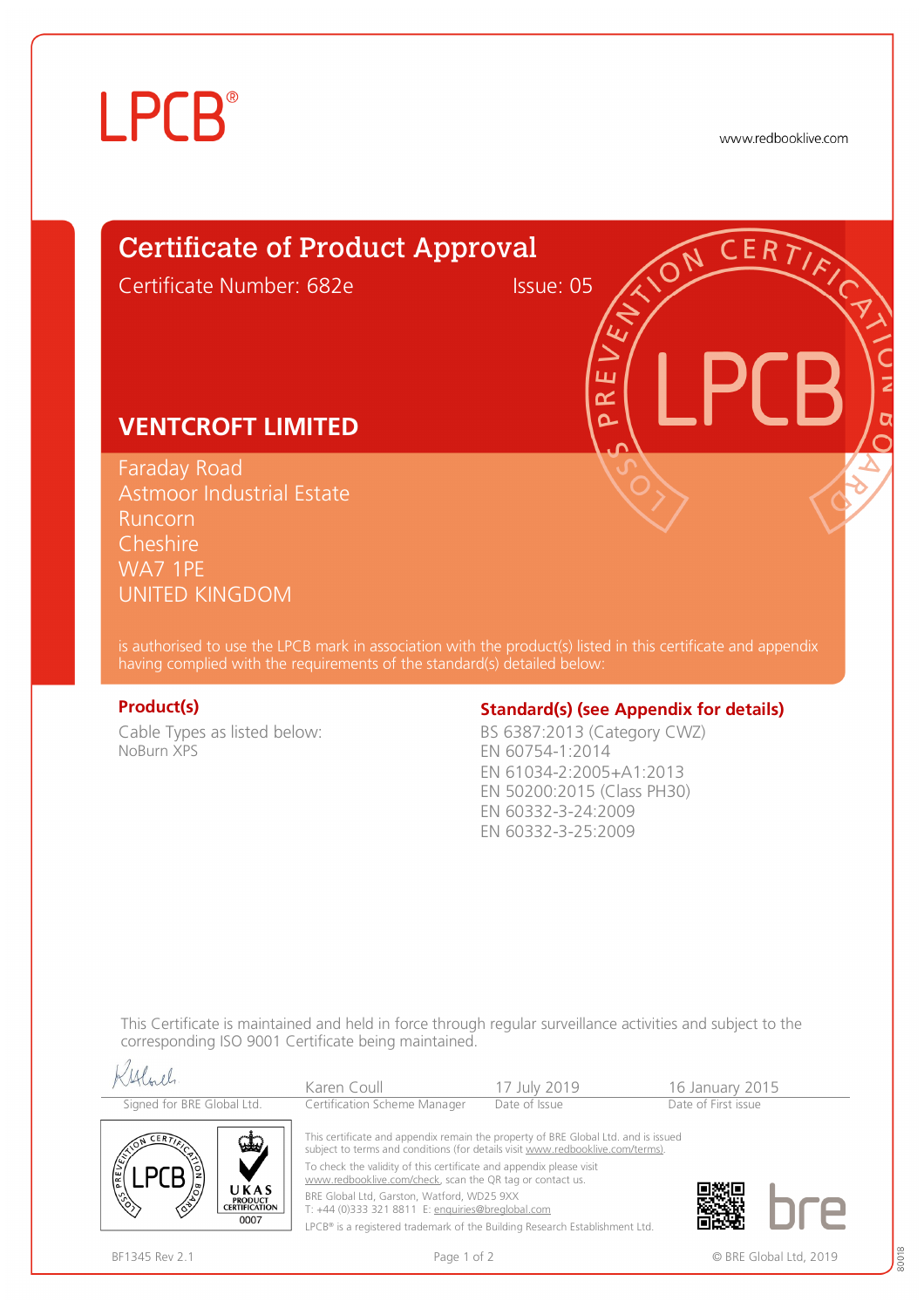LPCB®

www.redbooklive.com

# Certificate of Product Approval

Certificate Number: 682e

Issue: 05

## VENTCROFT LIMITED

Faraday Road
Astmoor Industrial Estate
Runcorn
Cheshire
WA7 1PE
UNITED KINGDOM

is authorised to use the LPCB mark in association with the product(s) listed in this certificate and appendix having complied with the requirements of the standard(s) detailed below:

### Product(s)

Cable Types as listed below:
NoBurn XPS

### Standard(s) (see Appendix for details)

BS 6387:2013 (Category CWZ)
EN 60754-1:2014
EN 61034-2:2005+A1:2013
EN 50200:2015 (Class PH30)
EN 60332-3-24:2009
EN 60332-3-25:2009

This Certificate is maintained and held in force through regular surveillance activities and subject to the corresponding ISO 9001 Certificate being maintained.

| Signed for BRE Global Ltd. | Karen Coull<br>Certification Scheme Manager | 17 July 2019<br>Date of Issue | 16 January 2015<br>Date of First issue |
|---|---|---|---|

UKAS PRODUCT CERTIFICATION 0007

This certificate and appendix remain the property of BRE Global Ltd. and is issued subject to terms and conditions (for details visit www.redbooklive.com/terms).

To check the validity of this certificate and appendix please visit www.redbooklive.com/check, scan the QR tag or contact us.

BRE Global Ltd, Garston, Watford, WD25 9XX
T: +44 (0)333 321 8811 E: enquiries@breglobal.com

LPCB® is a registered trademark of the Building Research Establishment Ltd.

BF1345 Rev 2.1

© BRE Global Ltd, 2019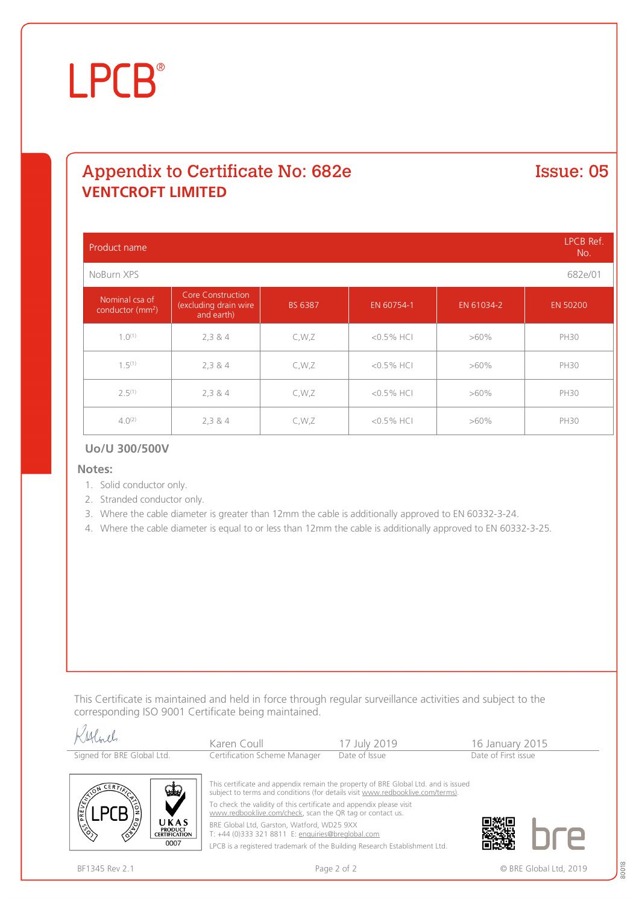LPCB®

## Appendix to Certificate No: 682e

## Issue: 05

### VENTCROFT LIMITED

| Product name | | | | | LPCB Ref. No. |
|---|---|---|---|---|---|
| NoBurn XPS | | | | | 682e/01 |
| Nominal csa of conductor ($mm^2$) | Core Construction (excluding drain wire and earth) | BS 6387 | EN 60754-1 | EN 61034-2 | EN 50200 |
| 1.0[1] | 2,3 & 4 | C,W,Z | <0.5% HCl | >60% | PH30 |
| 1.5[1] | 2,3 & 4 | C,W,Z | <0.5% HCl | >60% | PH30 |
| 2.5[1] | 2,3 & 4 | C,W,Z | <0.5% HCl | >60% | PH30 |
| 4.0[2] | 2,3 & 4 | C,W,Z | <0.5% HCl | >60% | PH30 |

**Uo/U 300/500V**

**Notes:**

1. Solid conductor only.
2. Stranded conductor only.
3. Where the cable diameter is greater than 12mm the cable is additionally approved to EN 60332-3-24.
4. Where the cable diameter is equal to or less than 12mm the cable is additionally approved to EN 60332-3-25.

This Certificate is maintained and held in force through regular surveillance activities and subject to the corresponding ISO 9001 Certificate being maintained.

| Signed for BRE Global Ltd. | Karen Coull<br>Certification Scheme Manager | 17 July 2019<br>Date of Issue | 16 January 2015<br>Date of First issue |
|---|---|---|---|

This certificate and appendix remain the property of BRE Global Ltd. and is issued subject to terms and conditions (for details visit www.redbooklive.com/terms).

To check the validity of this certificate and appendix please visit www.redbooklive.com/check, scan the QR tag or contact us.

BRE Global Ltd, Garston, Watford, WD25 9XX
T: +44 (0)333 321 8811 E: enquiries@breglobal.com

LPCB is a registered trademark of the Building Research Establishment Ltd.

UKAS PRODUCT CERTIFICATION 0007

BF1345 Rev 2.1

© BRE Global Ltd, 2019